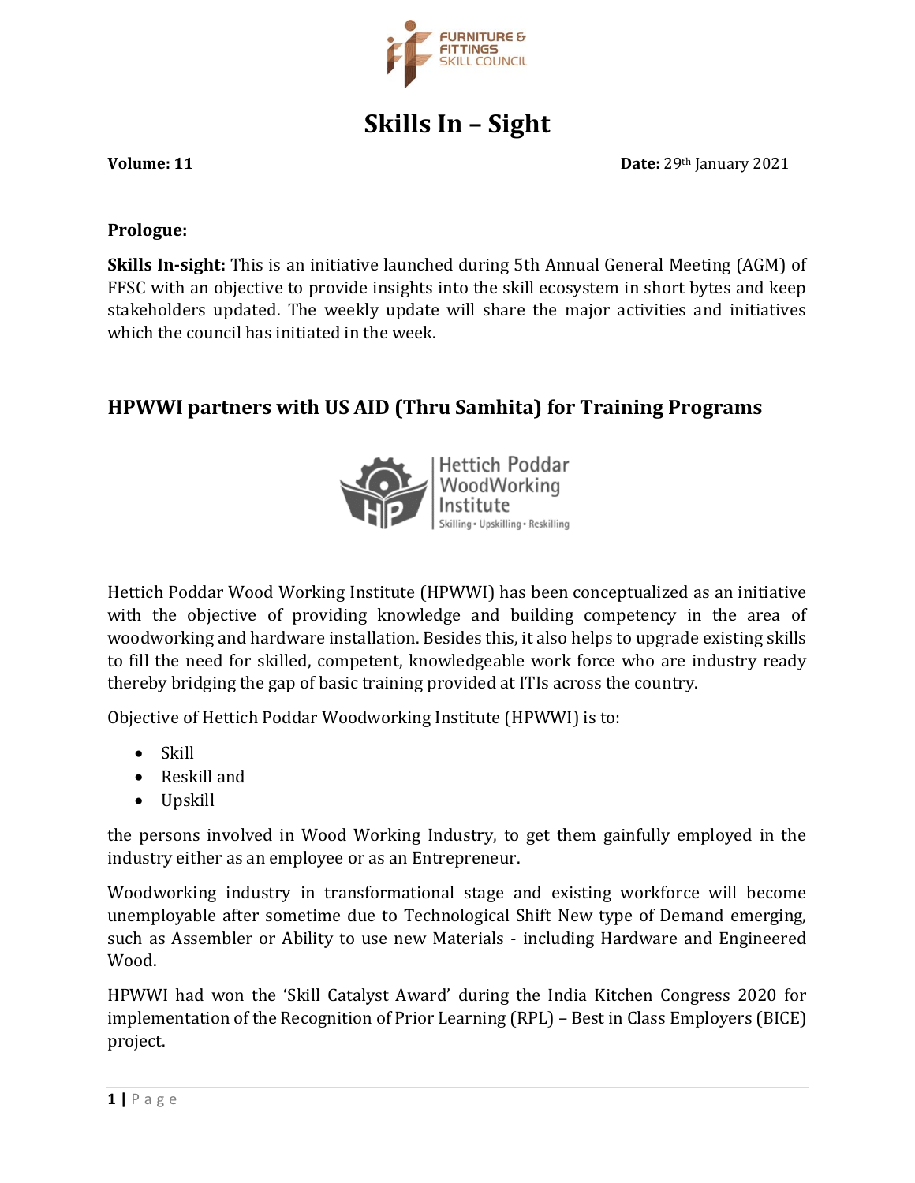# Skills In – Sight

**Volume: 11** **Date:** 29th January 2021

**Prologue:**

**Skills In-sight:** This is an initiative launched during 5th Annual General Meeting (AGM) of FFSC with an objective to provide insights into the skill ecosystem in short bytes and keep stakeholders updated. The weekly update will share the major activities and initiatives which the council has initiated in the week.

## HPWWI partners with US AID (Thru Samhita) for Training Programs

Hettich Poddar Wood Working Institute (HPWWI) has been conceptualized as an initiative with the objective of providing knowledge and building competency in the area of woodworking and hardware installation. Besides this, it also helps to upgrade existing skills to fill the need for skilled, competent, knowledgeable work force who are industry ready thereby bridging the gap of basic training provided at ITIs across the country.

Objective of Hettich Poddar Woodworking Institute (HPWWI) is to:

- Skill
- Reskill and
- Upskill

the persons involved in Wood Working Industry, to get them gainfully employed in the industry either as an employee or as an Entrepreneur.

Woodworking industry in transformational stage and existing workforce will become unemployable after sometime due to Technological Shift New type of Demand emerging, such as Assembler or Ability to use new Materials - including Hardware and Engineered Wood.

HPWWI had won the 'Skill Catalyst Award' during the India Kitchen Congress 2020 for implementation of the Recognition of Prior Learning (RPL) – Best in Class Employers (BICE) project.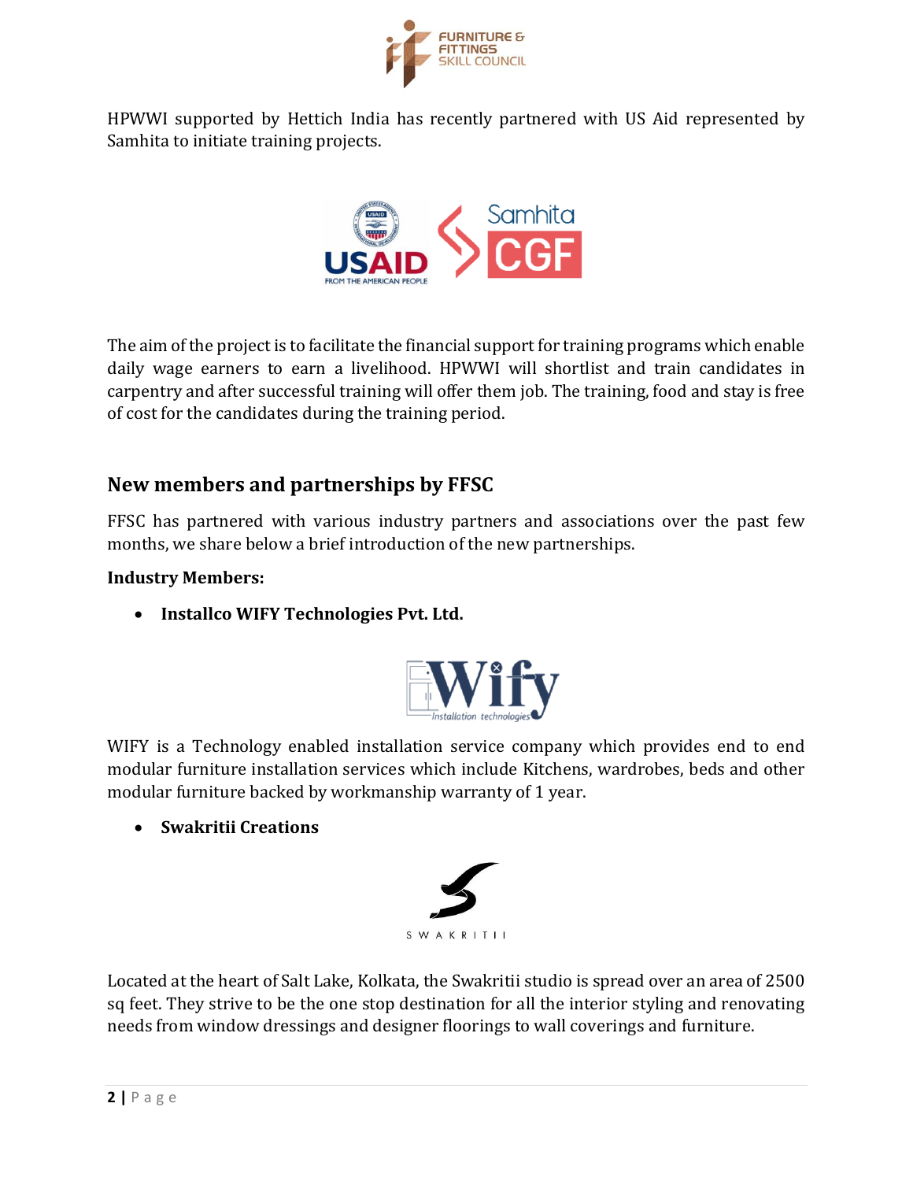HPWWI supported by Hettich India has recently partnered with US Aid represented by Samhita to initiate training projects.

The aim of the project is to facilitate the financial support for training programs which enable daily wage earners to earn a livelihood. HPWWI will shortlist and train candidates in carpentry and after successful training will offer them job. The training, food and stay is free of cost for the candidates during the training period.

## New members and partnerships by FFSC

FFSC has partnered with various industry partners and associations over the past few months, we share below a brief introduction of the new partnerships.

**Industry Members:**

- **Installco WIFY Technologies Pvt. Ltd.**

WIFY is a Technology enabled installation service company which provides end to end modular furniture installation services which include Kitchens, wardrobes, beds and other modular furniture backed by workmanship warranty of 1 year.

- **Swakritii Creations**

Located at the heart of Salt Lake, Kolkata, the Swakritii studio is spread over an area of 2500 sq feet. They strive to be the one stop destination for all the interior styling and renovating needs from window dressings and designer floorings to wall coverings and furniture.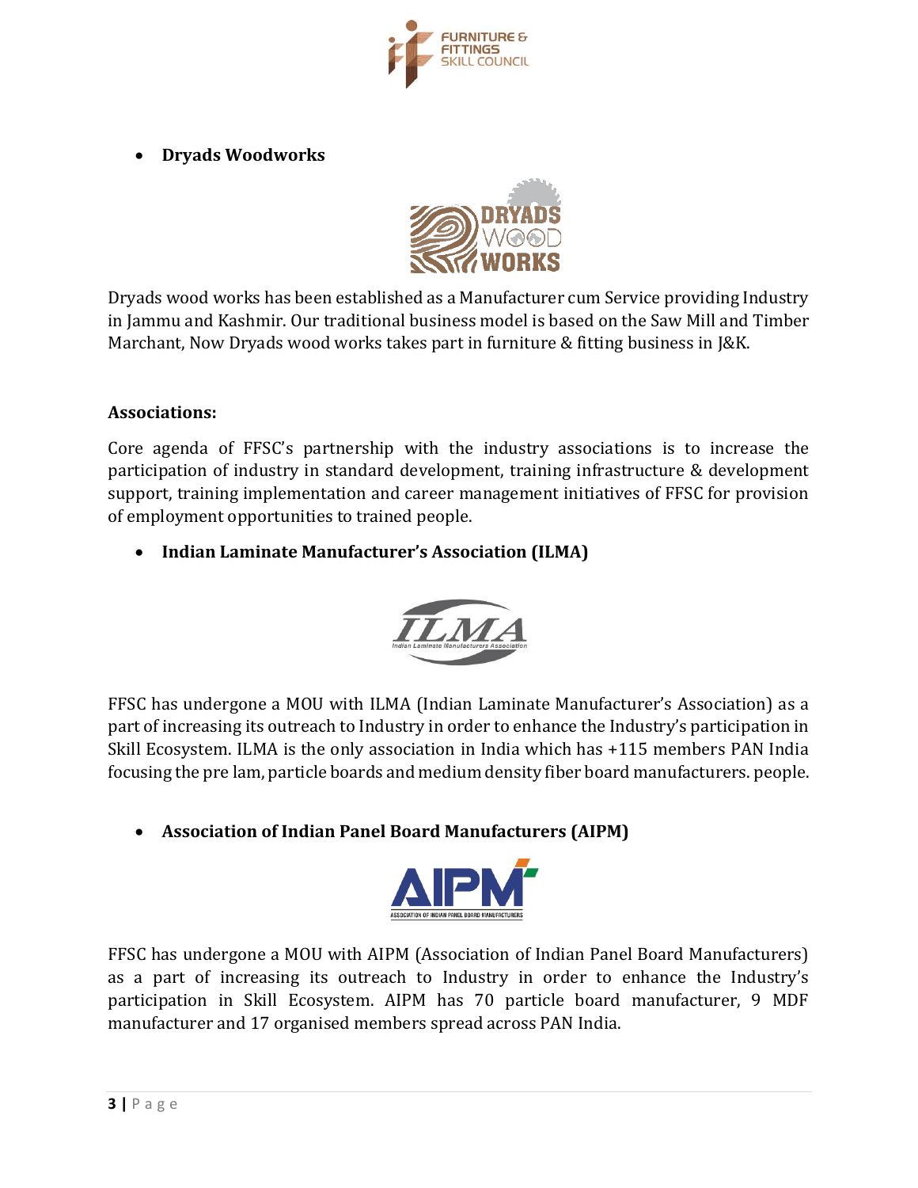- **Dryads Woodworks**

Dryads wood works has been established as a Manufacturer cum Service providing Industry in Jammu and Kashmir. Our traditional business model is based on the Saw Mill and Timber Marchant, Now Dryads wood works takes part in furniture & fitting business in J&K.

**Associations:**

Core agenda of FFSC's partnership with the industry associations is to increase the participation of industry in standard development, training infrastructure & development support, training implementation and career management initiatives of FFSC for provision of employment opportunities to trained people.

- **Indian Laminate Manufacturer's Association (ILMA)**

FFSC has undergone a MOU with ILMA (Indian Laminate Manufacturer's Association) as a part of increasing its outreach to Industry in order to enhance the Industry's participation in Skill Ecosystem. ILMA is the only association in India which has +115 members PAN India focusing the pre lam, particle boards and medium density fiber board manufacturers. people.

- **Association of Indian Panel Board Manufacturers (AIPM)**

FFSC has undergone a MOU with AIPM (Association of Indian Panel Board Manufacturers) as a part of increasing its outreach to Industry in order to enhance the Industry's participation in Skill Ecosystem. AIPM has 70 particle board manufacturer, 9 MDF manufacturer and 17 organised members spread across PAN India.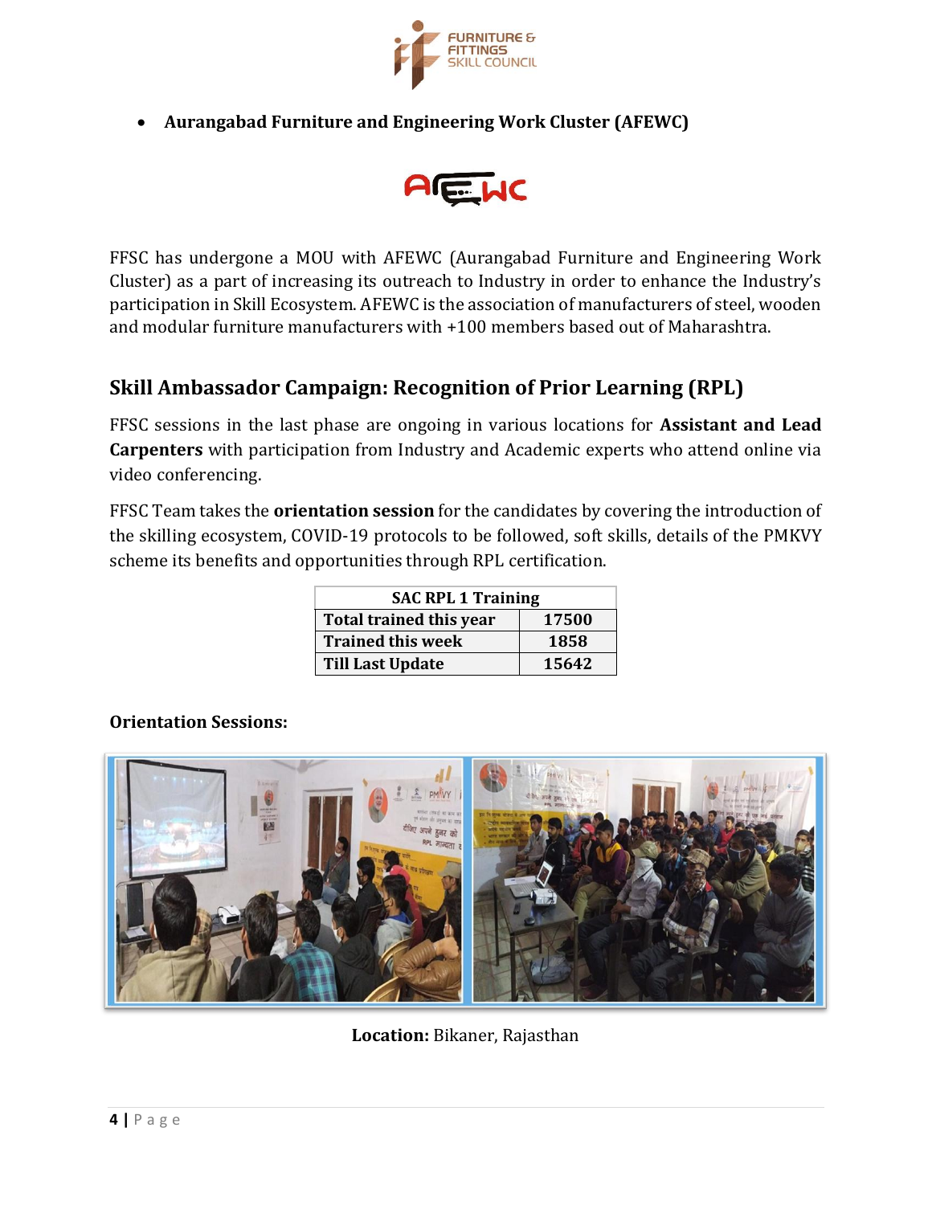- **Aurangabad Furniture and Engineering Work Cluster (AFEWC)**

FFSC has undergone a MOU with AFEWC (Aurangabad Furniture and Engineering Work Cluster) as a part of increasing its outreach to Industry in order to enhance the Industry's participation in Skill Ecosystem. AFEWC is the association of manufacturers of steel, wooden and modular furniture manufacturers with +100 members based out of Maharashtra.

## Skill Ambassador Campaign: Recognition of Prior Learning (RPL)

FFSC sessions in the last phase are ongoing in various locations for **Assistant and Lead Carpenters** with participation from Industry and Academic experts who attend online via video conferencing.

FFSC Team takes the **orientation session** for the candidates by covering the introduction of the skilling ecosystem, COVID-19 protocols to be followed, soft skills, details of the PMKVY scheme its benefits and opportunities through RPL certification.

| SAC RPL 1 Training | |
|---|---|
| Total trained this year | 17500 |
| Trained this week | 1858 |
| Till Last Update | 15642 |

**Orientation Sessions:**

**Location:** Bikaner, Rajasthan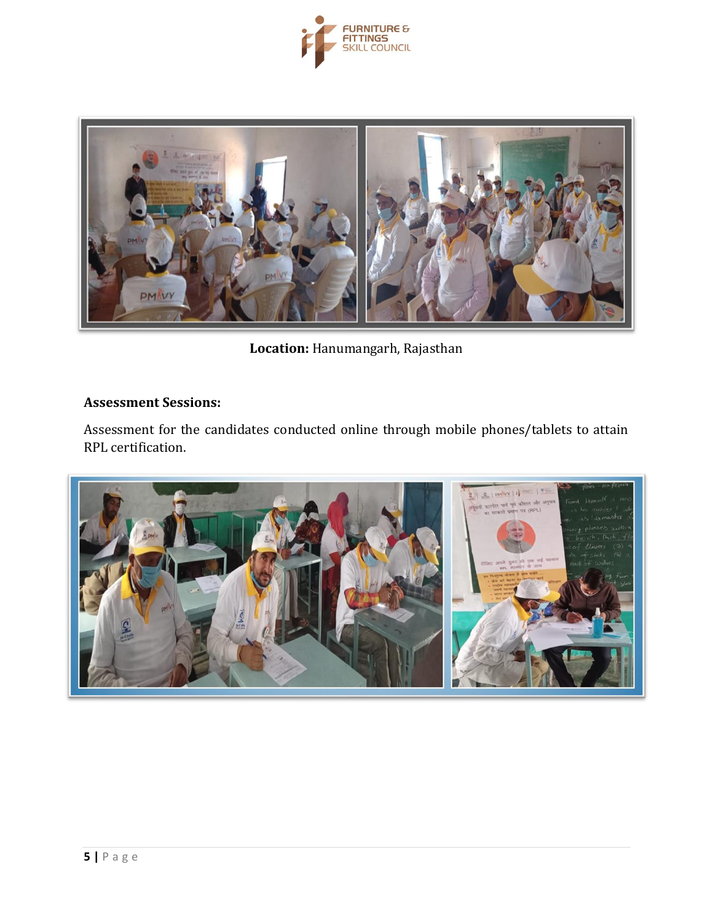**Location:** Hanumangarh, Rajasthan

**Assessment Sessions:**

Assessment for the candidates conducted online through mobile phones/tablets to attain RPL certification.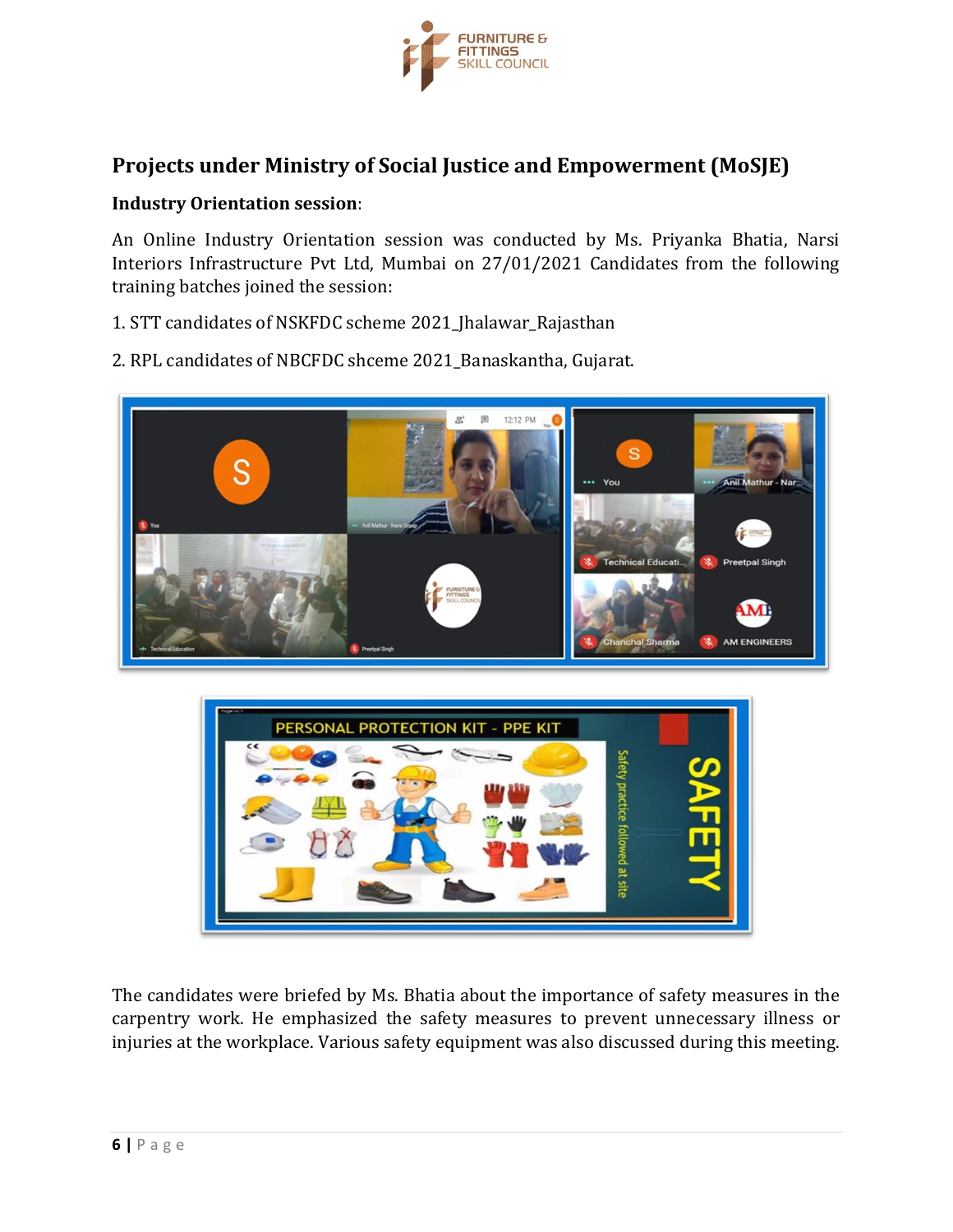## Projects under Ministry of Social Justice and Empowerment (MoSJE)

**Industry Orientation session**:

An Online Industry Orientation session was conducted by Ms. Priyanka Bhatia, Narsi Interiors Infrastructure Pvt Ltd, Mumbai on 27/01/2021 Candidates from the following training batches joined the session:

1. STT candidates of NSKFDC scheme 2021_Jhalawar_Rajasthan

2. RPL candidates of NBCFDC shceme 2021_Banaskantha, Gujarat.

The candidates were briefed by Ms. Bhatia about the importance of safety measures in the carpentry work. He emphasized the safety measures to prevent unnecessary illness or injuries at the workplace. Various safety equipment was also discussed during this meeting.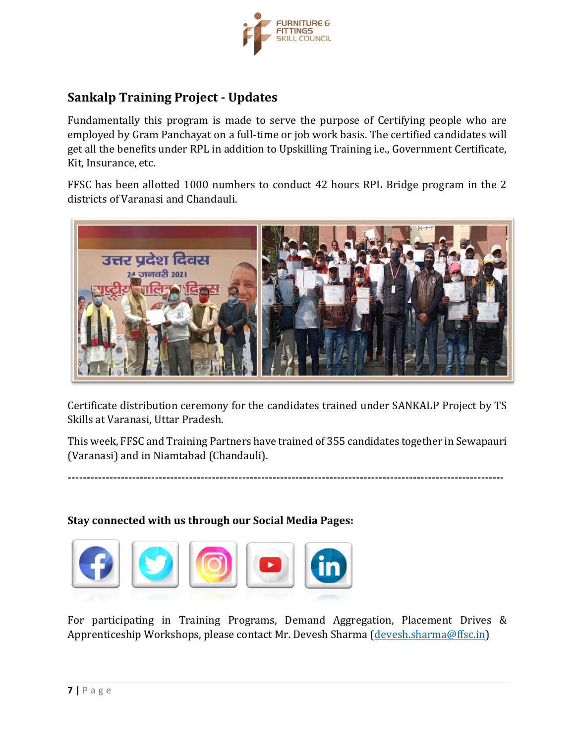## Sankalp Training Project - Updates

Fundamentally this program is made to serve the purpose of Certifying people who are employed by Gram Panchayat on a full-time or job work basis. The certified candidates will get all the benefits under RPL in addition to Upskilling Training i.e., Government Certificate, Kit, Insurance, etc.

FFSC has been allotted 1000 numbers to conduct 42 hours RPL Bridge program in the 2 districts of Varanasi and Chandauli.

Certificate distribution ceremony for the candidates trained under SANKALP Project by TS Skills at Varanasi, Uttar Pradesh.

This week, FFSC and Training Partners have trained of 355 candidates together in Sewapauri (Varanasi) and in Niamtabad (Chandauli).

---

**Stay connected with us through our Social Media Pages:**

For participating in Training Programs, Demand Aggregation, Placement Drives & Apprenticeship Workshops, please contact Mr. Devesh Sharma (devesh.sharma@ffsc.in)